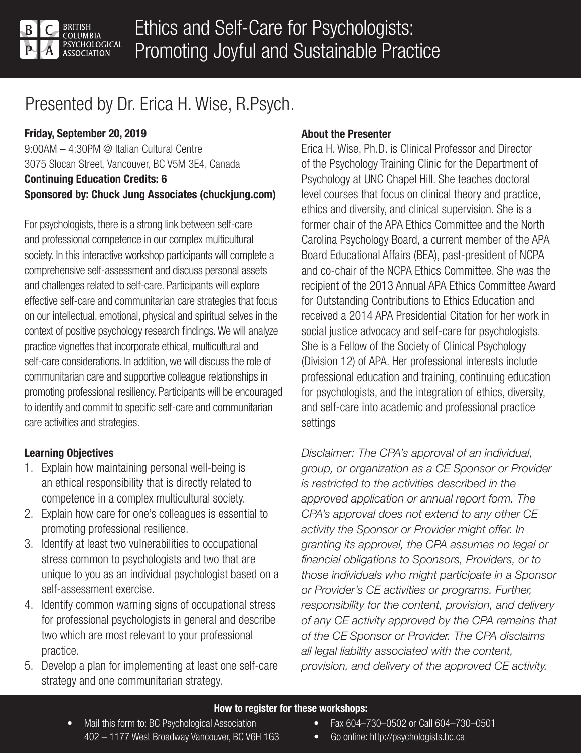BRITISH COLUMBIA PSYCHOLOGICAL ASSOCIATION

# Ethics and Self-Care for Psychologists: Promoting Joyful and Sustainable Practice

## Presented by Dr. Erica H. Wise, R.Psych.

**Friday, September 20, 2019**
9:00AM – 4:30PM @ Italian Cultural Centre
3075 Slocan Street, Vancouver, BC V5M 3E4, Canada
**Continuing Education Credits: 6**
**Sponsored by: Chuck Jung Associates (chuckjung.com)**

For psychologists, there is a strong link between self-care and professional competence in our complex multicultural society. In this interactive workshop participants will complete a comprehensive self-assessment and discuss personal assets and challenges related to self-care. Participants will explore effective self-care and communitarian care strategies that focus on our intellectual, emotional, physical and spiritual selves in the context of positive psychology research findings. We will analyze practice vignettes that incorporate ethical, multicultural and self-care considerations. In addition, we will discuss the role of communitarian care and supportive colleague relationships in promoting professional resiliency. Participants will be encouraged to identify and commit to specific self-care and communitarian care activities and strategies.

**Learning Objectives**

1. Explain how maintaining personal well-being is an ethical responsibility that is directly related to competence in a complex multicultural society.
2. Explain how care for one's colleagues is essential to promoting professional resilience.
3. Identify at least two vulnerabilities to occupational stress common to psychologists and two that are unique to you as an individual psychologist based on a self-assessment exercise.
4. Identify common warning signs of occupational stress for professional psychologists in general and describe two which are most relevant to your professional practice.
5. Develop a plan for implementing at least one self-care strategy and one communitarian strategy.

**About the Presenter**

Erica H. Wise, Ph.D. is Clinical Professor and Director of the Psychology Training Clinic for the Department of Psychology at UNC Chapel Hill. She teaches doctoral level courses that focus on clinical theory and practice, ethics and diversity, and clinical supervision. She is a former chair of the APA Ethics Committee and the North Carolina Psychology Board, a current member of the APA Board Educational Affairs (BEA), past-president of NCPA and co-chair of the NCPA Ethics Committee. She was the recipient of the 2013 Annual APA Ethics Committee Award for Outstanding Contributions to Ethics Education and received a 2014 APA Presidential Citation for her work in social justice advocacy and self-care for psychologists. She is a Fellow of the Society of Clinical Psychology (Division 12) of APA. Her professional interests include professional education and training, continuing education for psychologists, and the integration of ethics, diversity, and self-care into academic and professional practice settings

*Disclaimer: The CPA's approval of an individual, group, or organization as a CE Sponsor or Provider is restricted to the activities described in the approved application or annual report form. The CPA's approval does not extend to any other CE activity the Sponsor or Provider might offer. In granting its approval, the CPA assumes no legal or financial obligations to Sponsors, Providers, or to those individuals who might participate in a Sponsor or Provider's CE activities or programs. Further, responsibility for the content, provision, and delivery of any CE activity approved by the CPA remains that of the CE Sponsor or Provider. The CPA disclaims all legal liability associated with the content, provision, and delivery of the approved CE activity.*

**How to register for these workshops:**

- Mail this form to: BC Psychological Association 402 – 1177 West Broadway Vancouver, BC V6H 1G3
- Fax 604–730–0502 or Call 604–730–0501
- Go online: http://psychologists.bc.ca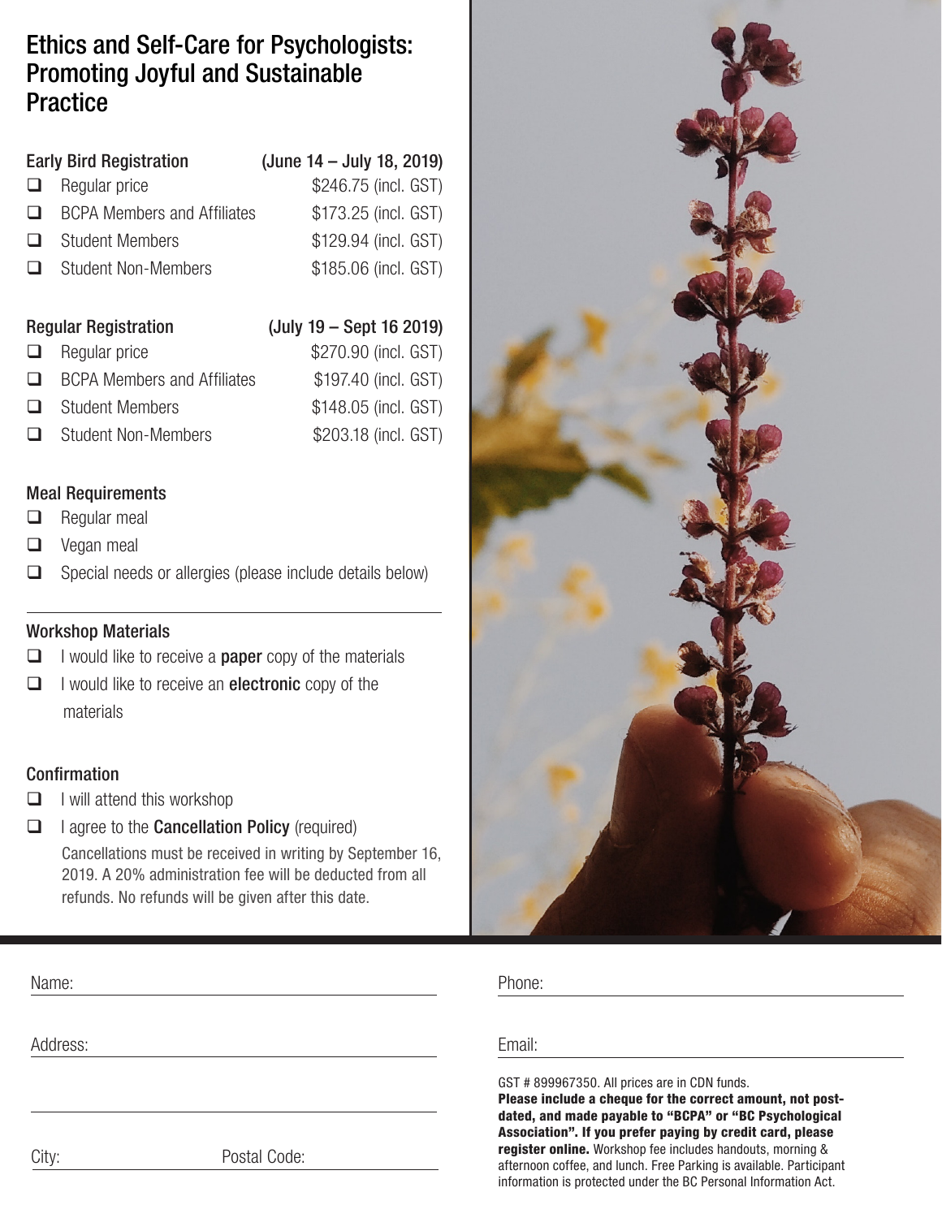# Ethics and Self-Care for Psychologists: Promoting Joyful and Sustainable Practice

## Early Bird Registration (June 14 – July 18, 2019)

- ☐ Regular price $246.75 (incl. GST)
- ☐ BCPA Members and Affiliates $173.25 (incl. GST)
- ☐ Student Members $129.94 (incl. GST)
- ☐ Student Non-Members $185.06 (incl. GST)

## Regular Registration (July 19 – Sept 16 2019)

- ☐ Regular price $270.90 (incl. GST)
- ☐ BCPA Members and Affiliates $197.40 (incl. GST)
- ☐ Student Members $148.05 (incl. GST)
- ☐ Student Non-Members $203.18 (incl. GST)

## Meal Requirements

- ☐ Regular meal
- ☐ Vegan meal
- ☐ Special needs or allergies (please include details below)

## Workshop Materials

- ☐ I would like to receive a **paper** copy of the materials
- ☐ I would like to receive an **electronic** copy of the materials

## Confirmation

- ☐ I will attend this workshop
- ☐ I agree to the **Cancellation Policy** (required)

  Cancellations must be received in writing by September 16, 2019. A 20% administration fee will be deducted from all refunds. No refunds will be given after this date.

Name:

Address:

City: Postal Code:

Phone:

Email:

GST # 899967350. All prices are in CDN funds. **Please include a cheque for the correct amount, not post-dated, and made payable to "BCPA" or "BC Psychological Association". If you prefer paying by credit card, please register online.** Workshop fee includes handouts, morning & afternoon coffee, and lunch. Free Parking is available. Participant information is protected under the BC Personal Information Act.